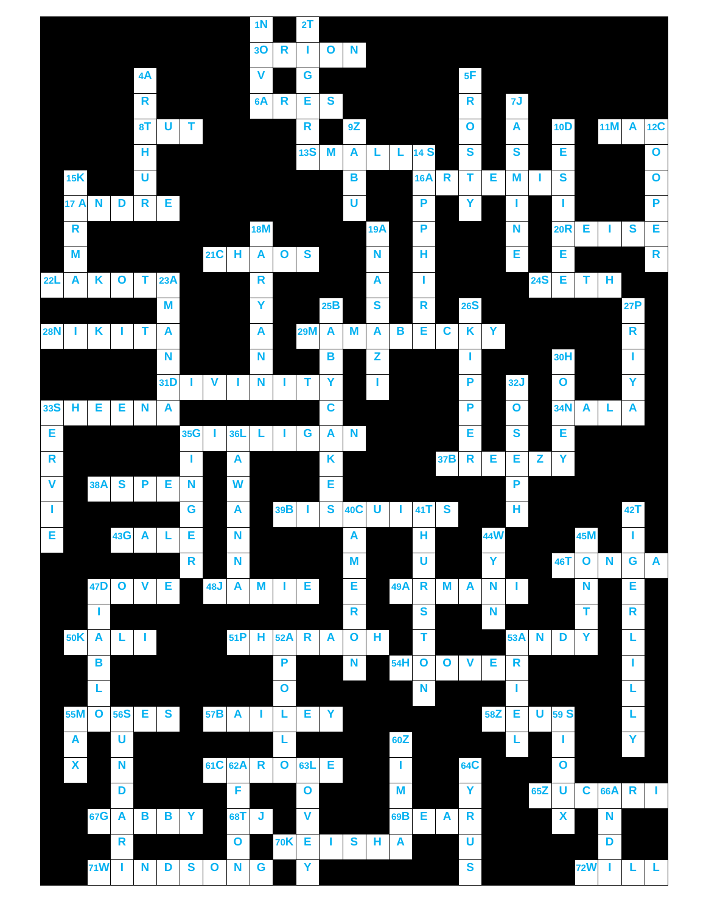**Across**

3 ORION
6 ARES
8 TUT
11 MAC
13 SMALLS
16 ARTEMIS
17 ANDRE
20 REISE
21 CHAOS
22 LAKOTA
24 SETH
28 NIKITA
29 MAMABECKY
31 DIVINITY
33 SHEENA
34 NALA
35 GILLIGAN
37 BREEZY
38 ASPEN
39 BISCUITS
43 GALE
46 TONGA
47 DOVE
48 JAMIE
49 ARMANI
50 KALI
51 PHARAOH
53 ANDY
54 HOOVER
55 MOSES
57 BAILEY
58 ZEUS
61 CAROLE
65 ZUCARI
67 GABBY
68 TJ
69 BEAR
70 KEISHA
71 WINDSONG
72 WILL

**Down**

1 NOVA
2 TIGER
4 ARTHUR
5 FROSTY
7 JASMINE
9 ZABU
10 DESIREE
12 COOPER
14 SAPPHIRE
15 KARMA
18 MARYANN
19 ANASAZI
23 AMANDA
25 BABYCAKES
26 SKIPPER
27 PRIYA
30 HONEY
32 JOSEPH
33 SERVIE
35 GINGER
36 LAWANNA
40 CAMERON
41 THURSTON
42 TIGERLILLY
44 WYNN
45 MONTY
47 DIABLO
52 APOLLO
53 ARIEL
55 MAX
56 SUNDARI
59 SIOUX
60 ZIMBA
62 AFTON
63 LOVEY
64 CYRUS
66 ANDI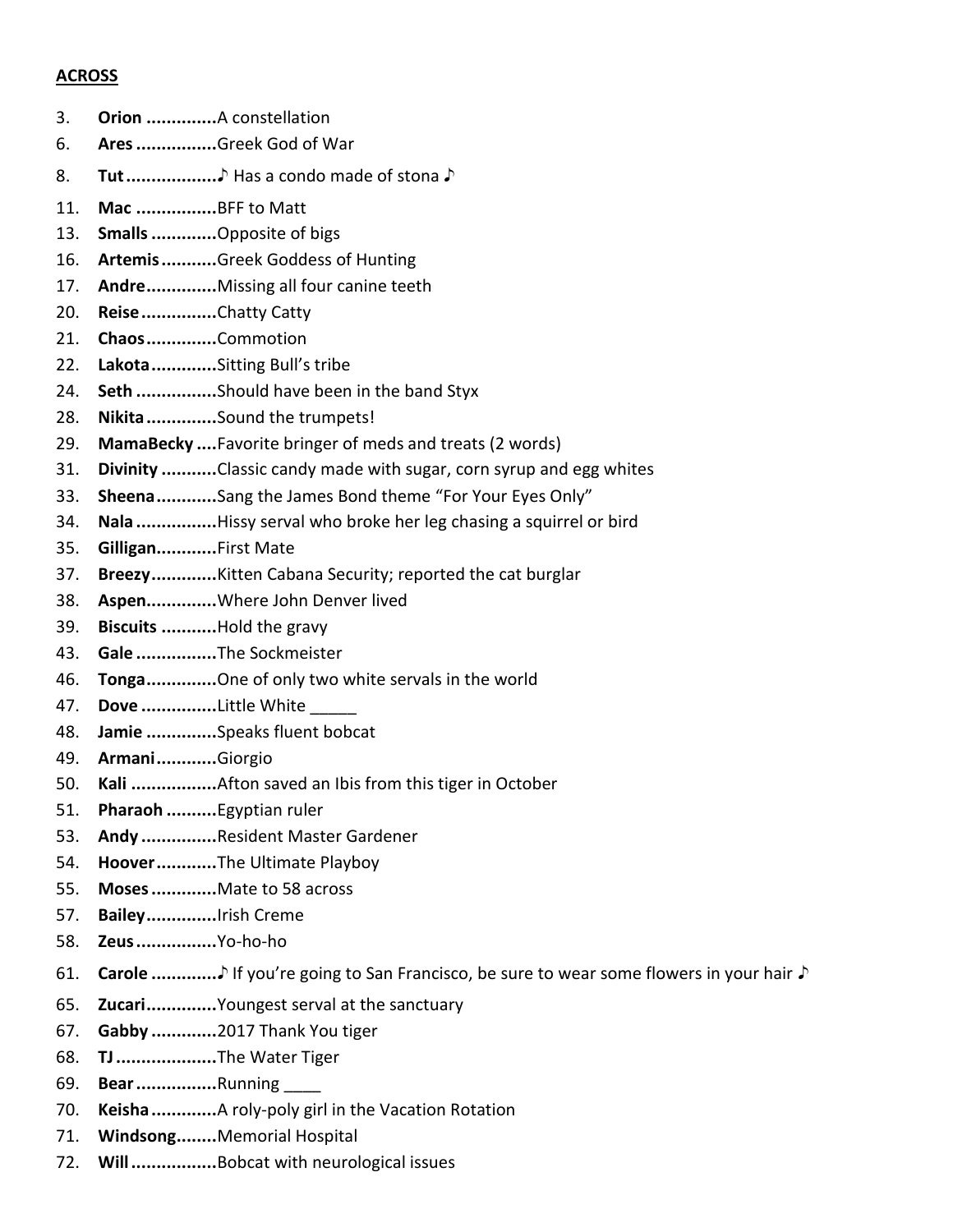**ACROSS**

3. **Orion** ..............A constellation
6. **Ares** ................Greek God of War
8. **Tut** ..................♪ Has a condo made of stona ♪
11. **Mac** ................BFF to Matt
13. **Smalls** ............Opposite of bigs
16. **Artemis** ...........Greek Goddess of Hunting
17. **Andre** .............Missing all four canine teeth
20. **Reise** ..............Chatty Catty
21. **Chaos** .............Commotion
22. **Lakota** ............Sitting Bull's tribe
24. **Seth** ................Should have been in the band Styx
28. **Nikita** .............Sound the trumpets!
29. **MamaBecky** ....Favorite bringer of meds and treats (2 words)
31. **Divinity** ...........Classic candy made with sugar, corn syrup and egg whites
33. **Sheena** ............Sang the James Bond theme "For Your Eyes Only"
34. **Nala** ................Hissy serval who broke her leg chasing a squirrel or bird
35. **Gilligan**............First Mate
37. **Breezy**............Kitten Cabana Security; reported the cat burglar
38. **Aspen**..............Where John Denver lived
39. **Biscuits** ...........Hold the gravy
43. **Gale** ................The Sockmeister
46. **Tonga**..............One of only two white servals in the world
47. **Dove** ...............Little White _____
48. **Jamie** ..............Speaks fluent bobcat
49. **Armani**............Giorgio
50. **Kali** .................Afton saved an Ibis from this tiger in October
51. **Pharaoh** ..........Egyptian ruler
53. **Andy** ...............Resident Master Gardener
54. **Hoover**............The Ultimate Playboy
55. **Moses** .............Mate to 58 across
57. **Bailey**..............Irish Creme
58. **Zeus** ................Yo-ho-ho
61. **Carole** .............♪ If you're going to San Francisco, be sure to wear some flowers in your hair ♪
65. **Zucari**..............Youngest serval at the sanctuary
67. **Gabby** .............2017 Thank You tiger
68. **TJ** ....................The Water Tiger
69. **Bear** ................Running ____
70. **Keisha** .............A roly-poly girl in the Vacation Rotation
71. **Windsong**........Memorial Hospital
72. **Will** .................Bobcat with neurological issues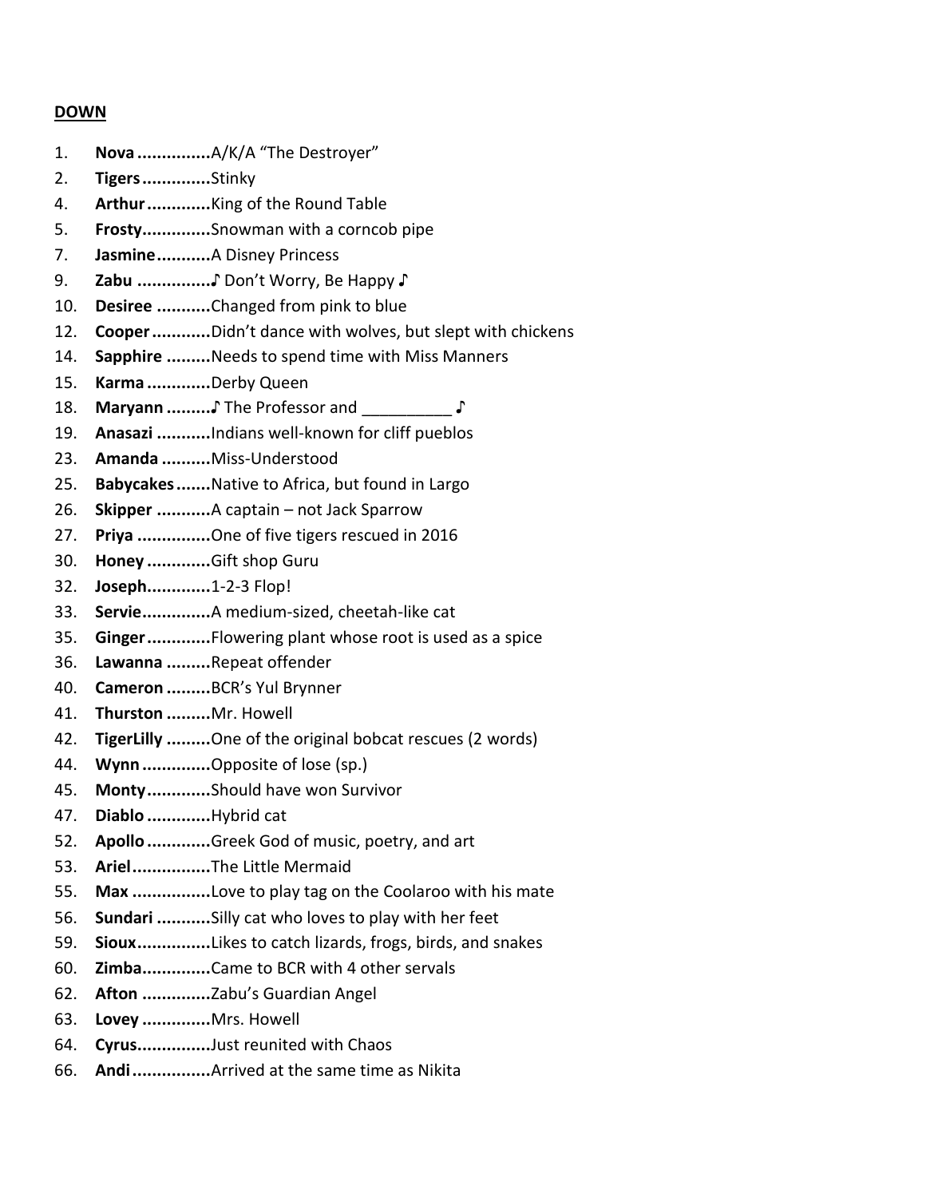**DOWN**

1. **Nova ...............**A/K/A "The Destroyer"
2. **Tigers.............**Stinky
4. **Arthur............**King of the Round Table
5. **Frosty.............**Snowman with a corncob pipe
7. **Jasmine...........**A Disney Princess
9. **Zabu ...............**♪ Don't Worry, Be Happy ♪
10. **Desiree ...........**Changed from pink to blue
12. **Cooper............**Didn't dance with wolves, but slept with chickens
14. **Sapphire .........**Needs to spend time with Miss Manners
15. **Karma ............**Derby Queen
18. **Maryann .........**♪ The Professor and __________ ♪
19. **Anasazi ...........**Indians well-known for cliff pueblos
23. **Amanda ..........**Miss-Understood
25. **Babycakes.......**Native to Africa, but found in Largo
26. **Skipper ...........**A captain – not Jack Sparrow
27. **Priya ...............**One of five tigers rescued in 2016
30. **Honey ............**Gift shop Guru
32. **Joseph............**1-2-3 Flop!
33. **Servie.............**A medium-sized, cheetah-like cat
35. **Ginger............**Flowering plant whose root is used as a spice
36. **Lawanna .........**Repeat offender
40. **Cameron .........**BCR's Yul Brynner
41. **Thurston .........**Mr. Howell
42. **TigerLilly .........**One of the original bobcat rescues (2 words)
44. **Wynn .............**Opposite of lose (sp.)
45. **Monty............**Should have won Survivor
47. **Diablo ............**Hybrid cat
52. **Apollo ............**Greek God of music, poetry, and art
53. **Ariel................**The Little Mermaid
55. **Max ................**Love to play tag on the Coolaroo with his mate
56. **Sundari ...........**Silly cat who loves to play with her feet
59. **Sioux...............**Likes to catch lizards, frogs, birds, and snakes
60. **Zimba.............**Came to BCR with 4 other servals
62. **Afton .............**Zabu's Guardian Angel
63. **Lovey .............**Mrs. Howell
64. **Cyrus...............**Just reunited with Chaos
66. **Andi ................**Arrived at the same time as Nikita